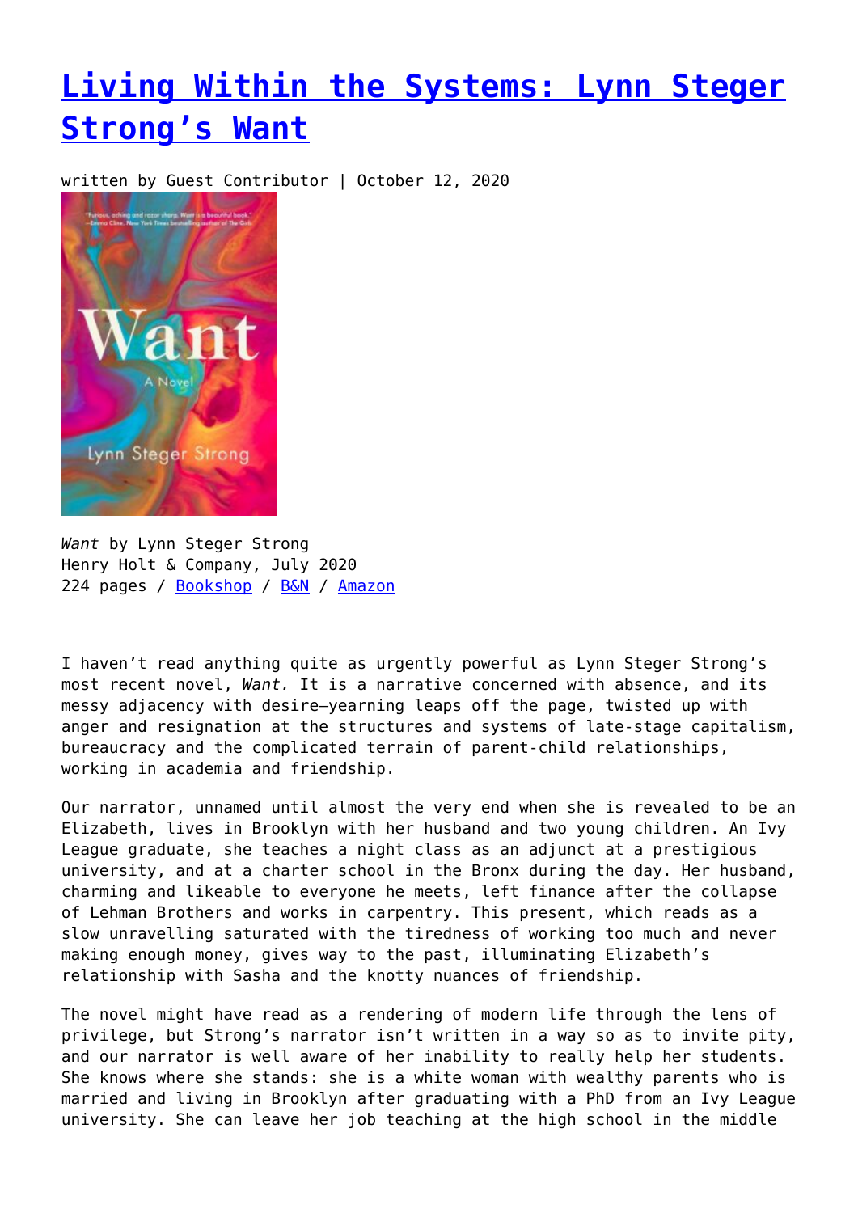# [Living Within the Systems: Lynn Steger Strong's Want]()

written by Guest Contributor | October 12, 2020

*Want* by Lynn Steger Strong
Henry Holt & Company, July 2020
224 pages / [Bookshop]() / [B&N]() / [Amazon]()

I haven't read anything quite as urgently powerful as Lynn Steger Strong's most recent novel, *Want.* It is a narrative concerned with absence, and its messy adjacency with desire—yearning leaps off the page, twisted up with anger and resignation at the structures and systems of late-stage capitalism, bureaucracy and the complicated terrain of parent-child relationships, working in academia and friendship.

Our narrator, unnamed until almost the very end when she is revealed to be an Elizabeth, lives in Brooklyn with her husband and two young children. An Ivy League graduate, she teaches a night class as an adjunct at a prestigious university, and at a charter school in the Bronx during the day. Her husband, charming and likeable to everyone he meets, left finance after the collapse of Lehman Brothers and works in carpentry. This present, which reads as a slow unravelling saturated with the tiredness of working too much and never making enough money, gives way to the past, illuminating Elizabeth's relationship with Sasha and the knotty nuances of friendship.

The novel might have read as a rendering of modern life through the lens of privilege, but Strong's narrator isn't written in a way so as to invite pity, and our narrator is well aware of her inability to really help her students. She knows where she stands: she is a white woman with wealthy parents who is married and living in Brooklyn after graduating with a PhD from an Ivy League university. She can leave her job teaching at the high school in the middle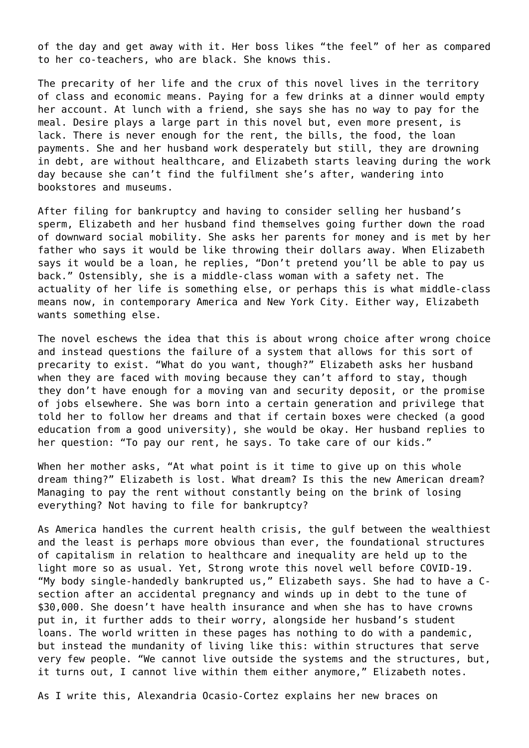of the day and get away with it. Her boss likes "the feel" of her as compared to her co-teachers, who are black. She knows this.

The precarity of her life and the crux of this novel lives in the territory of class and economic means. Paying for a few drinks at a dinner would empty her account. At lunch with a friend, she says she has no way to pay for the meal. Desire plays a large part in this novel but, even more present, is lack. There is never enough for the rent, the bills, the food, the loan payments. She and her husband work desperately but still, they are drowning in debt, are without healthcare, and Elizabeth starts leaving during the work day because she can't find the fulfilment she's after, wandering into bookstores and museums.

After filing for bankruptcy and having to consider selling her husband's sperm, Elizabeth and her husband find themselves going further down the road of downward social mobility. She asks her parents for money and is met by her father who says it would be like throwing their dollars away. When Elizabeth says it would be a loan, he replies, "Don't pretend you'll be able to pay us back." Ostensibly, she is a middle-class woman with a safety net. The actuality of her life is something else, or perhaps this is what middle-class means now, in contemporary America and New York City. Either way, Elizabeth wants something else.

The novel eschews the idea that this is about wrong choice after wrong choice and instead questions the failure of a system that allows for this sort of precarity to exist. "What do you want, though?" Elizabeth asks her husband when they are faced with moving because they can't afford to stay, though they don't have enough for a moving van and security deposit, or the promise of jobs elsewhere. She was born into a certain generation and privilege that told her to follow her dreams and that if certain boxes were checked (a good education from a good university), she would be okay. Her husband replies to her question: "To pay our rent, he says. To take care of our kids."

When her mother asks, "At what point is it time to give up on this whole dream thing?" Elizabeth is lost. What dream? Is this the new American dream? Managing to pay the rent without constantly being on the brink of losing everything? Not having to file for bankruptcy?

As America handles the current health crisis, the gulf between the wealthiest and the least is perhaps more obvious than ever, the foundational structures of capitalism in relation to healthcare and inequality are held up to the light more so as usual. Yet, Strong wrote this novel well before COVID-19. "My body single-handedly bankrupted us," Elizabeth says. She had to have a C-section after an accidental pregnancy and winds up in debt to the tune of $30,000. She doesn't have health insurance and when she has to have crowns put in, it further adds to their worry, alongside her husband's student loans. The world written in these pages has nothing to do with a pandemic, but instead the mundanity of living like this: within structures that serve very few people. "We cannot live outside the systems and the structures, but, it turns out, I cannot live within them either anymore," Elizabeth notes.

As I write this, Alexandria Ocasio-Cortez explains her new braces on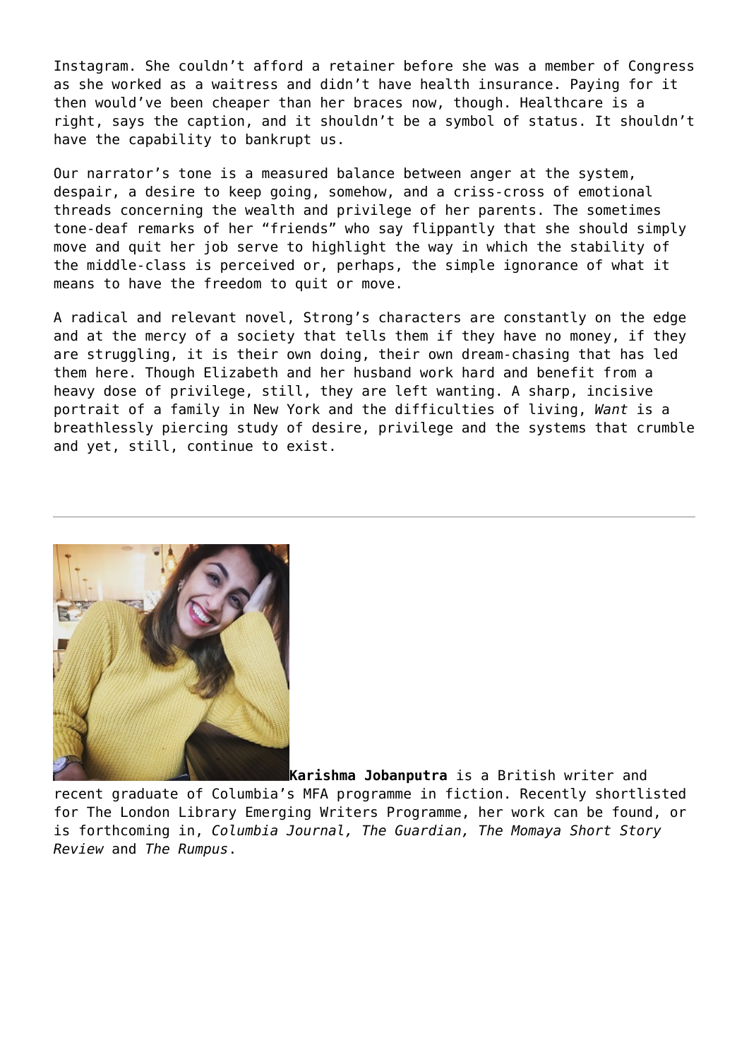Instagram. She couldn't afford a retainer before she was a member of Congress as she worked as a waitress and didn't have health insurance. Paying for it then would've been cheaper than her braces now, though. Healthcare is a right, says the caption, and it shouldn't be a symbol of status. It shouldn't have the capability to bankrupt us.

Our narrator's tone is a measured balance between anger at the system, despair, a desire to keep going, somehow, and a criss-cross of emotional threads concerning the wealth and privilege of her parents. The sometimes tone-deaf remarks of her "friends" who say flippantly that she should simply move and quit her job serve to highlight the way in which the stability of the middle-class is perceived or, perhaps, the simple ignorance of what it means to have the freedom to quit or move.

A radical and relevant novel, Strong's characters are constantly on the edge and at the mercy of a society that tells them if they have no money, if they are struggling, it is their own doing, their own dream-chasing that has led them here. Though Elizabeth and her husband work hard and benefit from a heavy dose of privilege, still, they are left wanting. A sharp, incisive portrait of a family in New York and the difficulties of living, *Want* is a breathlessly piercing study of desire, privilege and the systems that crumble and yet, still, continue to exist.

---

**Karishma Jobanputra** is a British writer and recent graduate of Columbia's MFA programme in fiction. Recently shortlisted for The London Library Emerging Writers Programme, her work can be found, or is forthcoming in, *Columbia Journal, The Guardian, The Momaya Short Story Review* and *The Rumpus*.